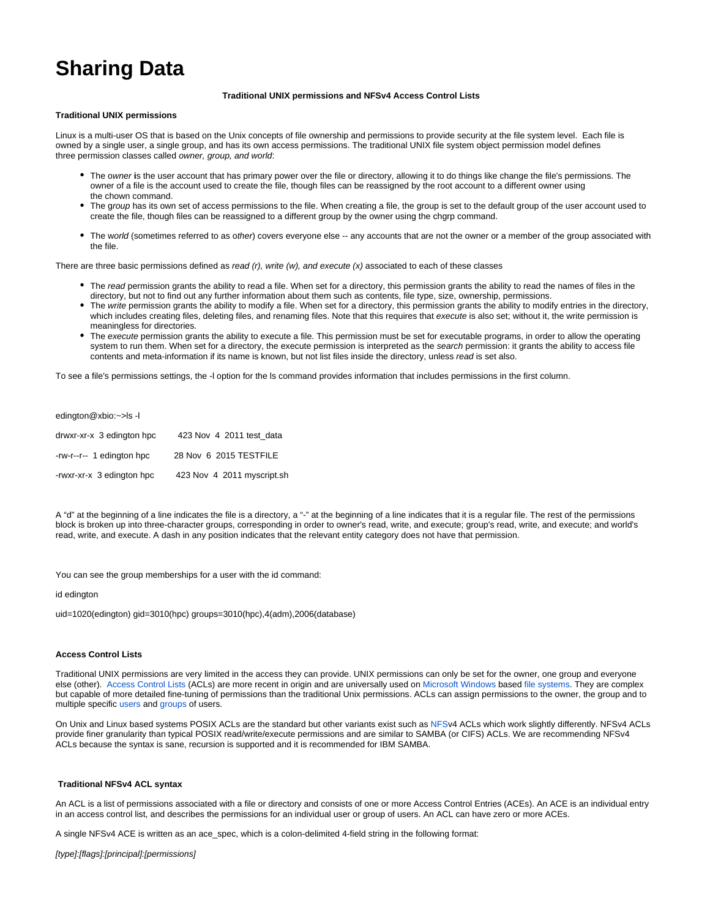# Sharing Data

**Traditional UNIX permissions and NFSv4 Access Control Lists**

**Traditional UNIX permissions**

Linux is a multi-user OS that is based on the Unix concepts of file ownership and permissions to provide security at the file system level.  Each file is owned by a single user, a single group, and has its own access permissions. The traditional UNIX file system object permission model defines three permission classes called *owner, group, and world*:

- The o*wner* **i**s the user account that has primary power over the file or directory, allowing it to do things like change the file's permissions. The owner of a file is the account used to create the file, though files can be reassigned by the root account to a different owner using the chown command.
- The g*roup* has its own set of access permissions to the file. When creating a file, the group is set to the default group of the user account used to create the file, though files can be reassigned to a different group by the owner using the chgrp command.
- The w*orld* (sometimes referred to as o*ther*) covers everyone else -- any accounts that are not the owner or a member of the group associated with the file.

There are three basic permissions defined as *read (r), write (w), and execute (x)* associated to each of these classes

- The *read* permission grants the ability to read a file. When set for a directory, this permission grants the ability to read the names of files in the directory, but not to find out any further information about them such as contents, file type, size, ownership, permissions.
- The *write* permission grants the ability to modify a file. When set for a directory, this permission grants the ability to modify entries in the directory, which includes creating files, deleting files, and renaming files. Note that this requires that *execute* is also set; without it, the write permission is meaningless for directories.
- The *execute* permission grants the ability to execute a file. This permission must be set for executable programs, in order to allow the operating system to run them. When set for a directory, the execute permission is interpreted as the *search* permission: it grants the ability to access file contents and meta-information if its name is known, but not list files inside the directory, unless *read* is set also.

To see a file's permissions settings, the -l option for the ls command provides information that includes permissions in the first column.

```
edington@xbio:~>ls -l

drwxr-xr-x  3 edington hpc       423 Nov  4  2011 test_data

-rw-r--r--  1 edington hpc      28 Nov  6  2015 TESTFILE

-rwxr-xr-x  3 edington hpc      423 Nov  4  2011 myscript.sh
```

A “d” at the beginning of a line indicates the file is a directory, a “-” at the beginning of a line indicates that it is a regular file. The rest of the permissions block is broken up into three-character groups, corresponding in order to owner's read, write, and execute; group's read, write, and execute; and world's read, write, and execute. A dash in any position indicates that the relevant entity category does not have that permission.

You can see the group memberships for a user with the id command:

```
id edington

uid=1020(edington) gid=3010(hpc) groups=3010(hpc),4(adm),2006(database)
```

**Access Control Lists**

Traditional UNIX permissions are very limited in the access they can provide. UNIX permissions can only be set for the owner, one group and everyone else (other).  Access Control Lists (ACLs) are more recent in origin and are universally used on Microsoft Windows based file systems. They are complex but capable of more detailed fine-tuning of permissions than the traditional Unix permissions. ACLs can assign permissions to the owner, the group and to multiple specific users and groups of users.

On Unix and Linux based systems POSIX ACLs are the standard but other variants exist such as NFSv4 ACLs which work slightly differently. NFSv4 ACLs provide finer granularity than typical POSIX read/write/execute permissions and are similar to SAMBA (or CIFS) ACLs. We are recommending NFSv4 ACLs because the syntax is sane, recursion is supported and it is recommended for IBM SAMBA.

**Traditional NFSv4 ACL syntax**

An ACL is a list of permissions associated with a file or directory and consists of one or more Access Control Entries (ACEs). An ACE is an individual entry in an access control list, and describes the permissions for an individual user or group of users. An ACL can have zero or more ACEs.

A single NFSv4 ACE is written as an ace_spec, which is a colon-delimited 4-field string in the following format:

*[type]:[flags]:[principal]:[permissions]*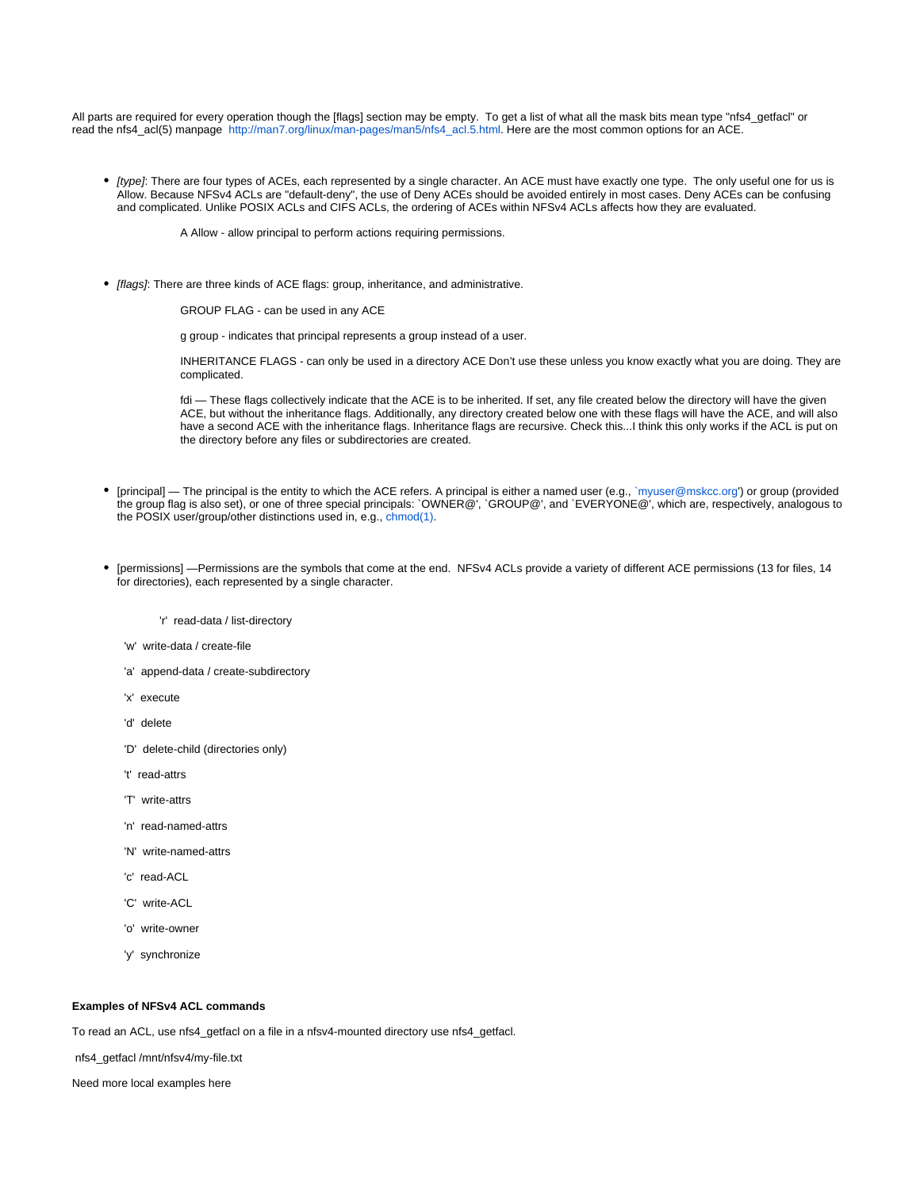All parts are required for every operation though the [flags] section may be empty.  To get a list of what all the mask bits mean type "nfs4_getfacl" or read the nfs4_acl(5) manpage  http://man7.org/linux/man-pages/man5/nfs4_acl.5.html. Here are the most common options for an ACE.

- *[type]*: There are four types of ACEs, each represented by a single character. An ACE must have exactly one type.  The only useful one for us is Allow. Because NFSv4 ACLs are "default-deny", the use of Deny ACEs should be avoided entirely in most cases. Deny ACEs can be confusing and complicated. Unlike POSIX ACLs and CIFS ACLs, the ordering of ACEs within NFSv4 ACLs affects how they are evaluated.

    A Allow - allow principal to perform actions requiring permissions.

- *[flags]*: There are three kinds of ACE flags: group, inheritance, and administrative.

    GROUP FLAG - can be used in any ACE

    g group - indicates that principal represents a group instead of a user.

    INHERITANCE FLAGS - can only be used in a directory ACE Don't use these unless you know exactly what you are doing. They are complicated.

    fdi — These flags collectively indicate that the ACE is to be inherited. If set, any file created below the directory will have the given ACE, but without the inheritance flags. Additionally, any directory created below one with these flags will have the ACE, and will also have a second ACE with the inheritance flags. Inheritance flags are recursive. Check this...I think this only works if the ACL is put on the directory before any files or subdirectories are created.

- [principal] — The principal is the entity to which the ACE refers. A principal is either a named user (e.g., `myuser@mskcc.org') or group (provided the group flag is also set), or one of three special principals: `OWNER@', `GROUP@', and `EVERYONE@', which are, respectively, analogous to the POSIX user/group/other distinctions used in, e.g., chmod(1).

- [permissions] —Permissions are the symbols that come at the end.  NFSv4 ACLs provide a variety of different ACE permissions (13 for files, 14 for directories), each represented by a single character.

    'r'  read-data / list-directory

    'w'  write-data / create-file

    'a'  append-data / create-subdirectory

    'x'  execute

    'd'  delete

    'D'  delete-child (directories only)

    't'  read-attrs

    'T'  write-attrs

    'n'  read-named-attrs

    'N'  write-named-attrs

    'c'  read-ACL

    'C'  write-ACL

    'o'  write-owner

    'y'  synchronize

**Examples of NFSv4 ACL commands**

To read an ACL, use nfs4_getfacl on a file in a nfsv4-mounted directory use nfs4_getfacl.

```
nfs4_getfacl /mnt/nfsv4/my-file.txt
```

Need more local examples here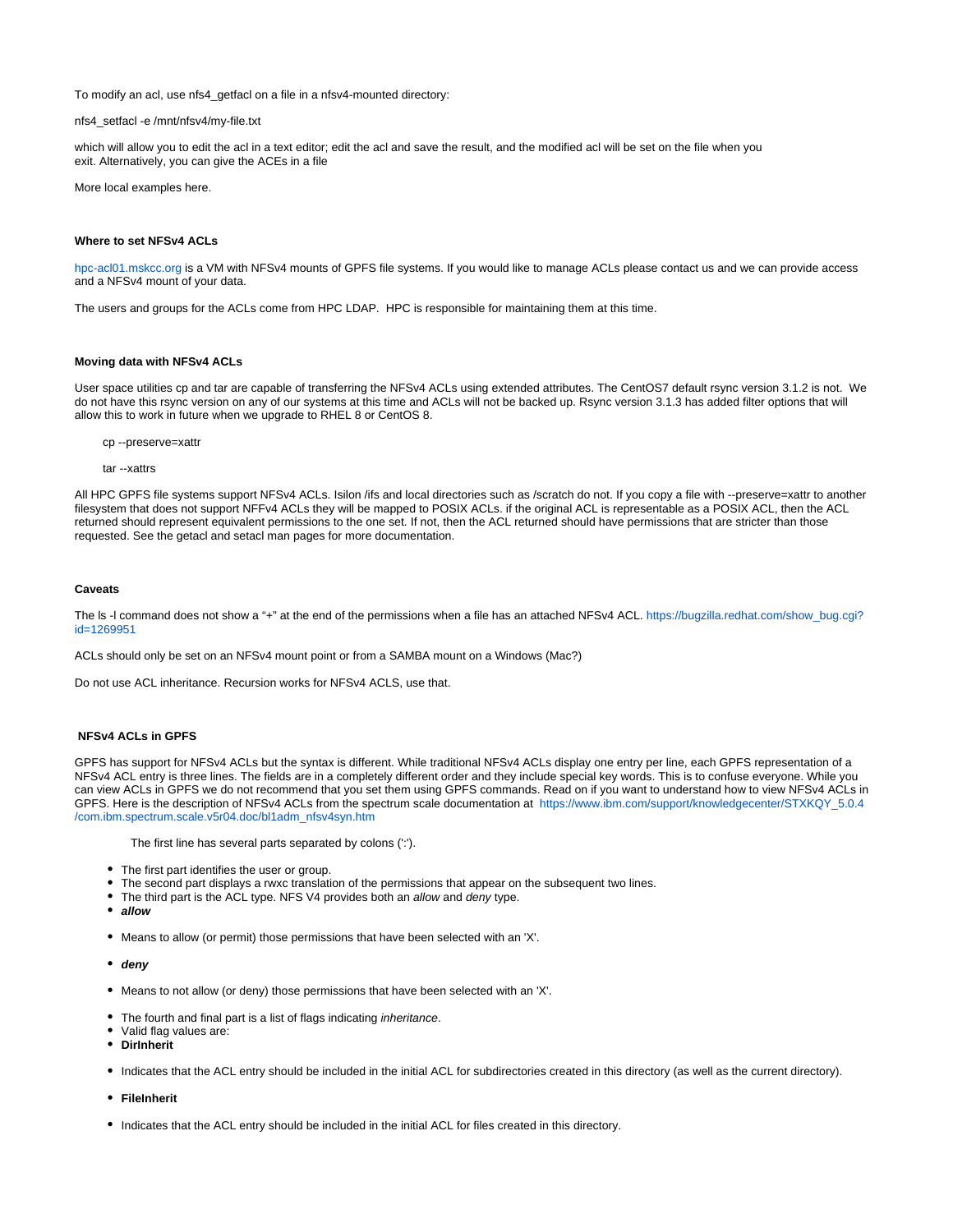To modify an acl, use nfs4_getfacl on a file in a nfsv4-mounted directory:

nfs4_setfacl -e /mnt/nfsv4/my-file.txt

which will allow you to edit the acl in a text editor; edit the acl and save the result, and the modified acl will be set on the file when you exit. Alternatively, you can give the ACEs in a file

More local examples here.

#### Where to set NFSv4 ACLs

hpc-acl01.mskcc.org is a VM with NFSv4 mounts of GPFS file systems. If you would like to manage ACLs please contact us and we can provide access and a NFSv4 mount of your data.

The users and groups for the ACLs come from HPC LDAP.  HPC is responsible for maintaining them at this time.

#### Moving data with NFSv4 ACLs

User space utilities cp and tar are capable of transferring the NFSv4 ACLs using extended attributes. The CentOS7 default rsync version 3.1.2 is not.  We do not have this rsync version on any of our systems at this time and ACLs will not be backed up. Rsync version 3.1.3 has added filter options that will allow this to work in future when we upgrade to RHEL 8 or CentOS 8.

```
cp --preserve=xattr

tar --xattrs
```

All HPC GPFS file systems support NFSv4 ACLs. Isilon /ifs and local directories such as /scratch do not. If you copy a file with --preserve=xattr to another filesystem that does not support NFFv4 ACLs they will be mapped to POSIX ACLs. if the original ACL is representable as a POSIX ACL, then the ACL returned should represent equivalent permissions to the one set. If not, then the ACL returned should have permissions that are stricter than those requested. See the getacl and setacl man pages for more documentation.

#### Caveats

The ls -l command does not show a "+" at the end of the permissions when a file has an attached NFSv4 ACL. https://bugzilla.redhat.com/show_bug.cgi?id=1269951

ACLs should only be set on an NFSv4 mount point or from a SAMBA mount on a Windows (Mac?)

Do not use ACL inheritance. Recursion works for NFSv4 ACLS, use that.

#### NFSv4 ACLs in GPFS

GPFS has support for NFSv4 ACLs but the syntax is different. While traditional NFSv4 ACLs display one entry per line, each GPFS representation of a NFSv4 ACL entry is three lines. The fields are in a completely different order and they include special key words. This is to confuse everyone. While you can view ACLs in GPFS we do not recommend that you set them using GPFS commands. Read on if you want to understand how to view NFSv4 ACLs in GPFS. Here is the description of NFSv4 ACLs from the spectrum scale documentation at https://www.ibm.com/support/knowledgecenter/STXKQY_5.0.4/com.ibm.spectrum.scale.v5r04.doc/bl1adm_nfsv4syn.htm

The first line has several parts separated by colons (':').

- The first part identifies the user or group.
- The second part displays a rwxc translation of the permissions that appear on the subsequent two lines.
- The third part is the ACL type. NFS V4 provides both an *allow* and *deny* type.
- ***allow***
- Means to allow (or permit) those permissions that have been selected with an 'X'.
- ***deny***
- Means to not allow (or deny) those permissions that have been selected with an 'X'.
- The fourth and final part is a list of flags indicating *inheritance*.
- Valid flag values are:
- **DirInherit**
- Indicates that the ACL entry should be included in the initial ACL for subdirectories created in this directory (as well as the current directory).
- **FileInherit**
- Indicates that the ACL entry should be included in the initial ACL for files created in this directory.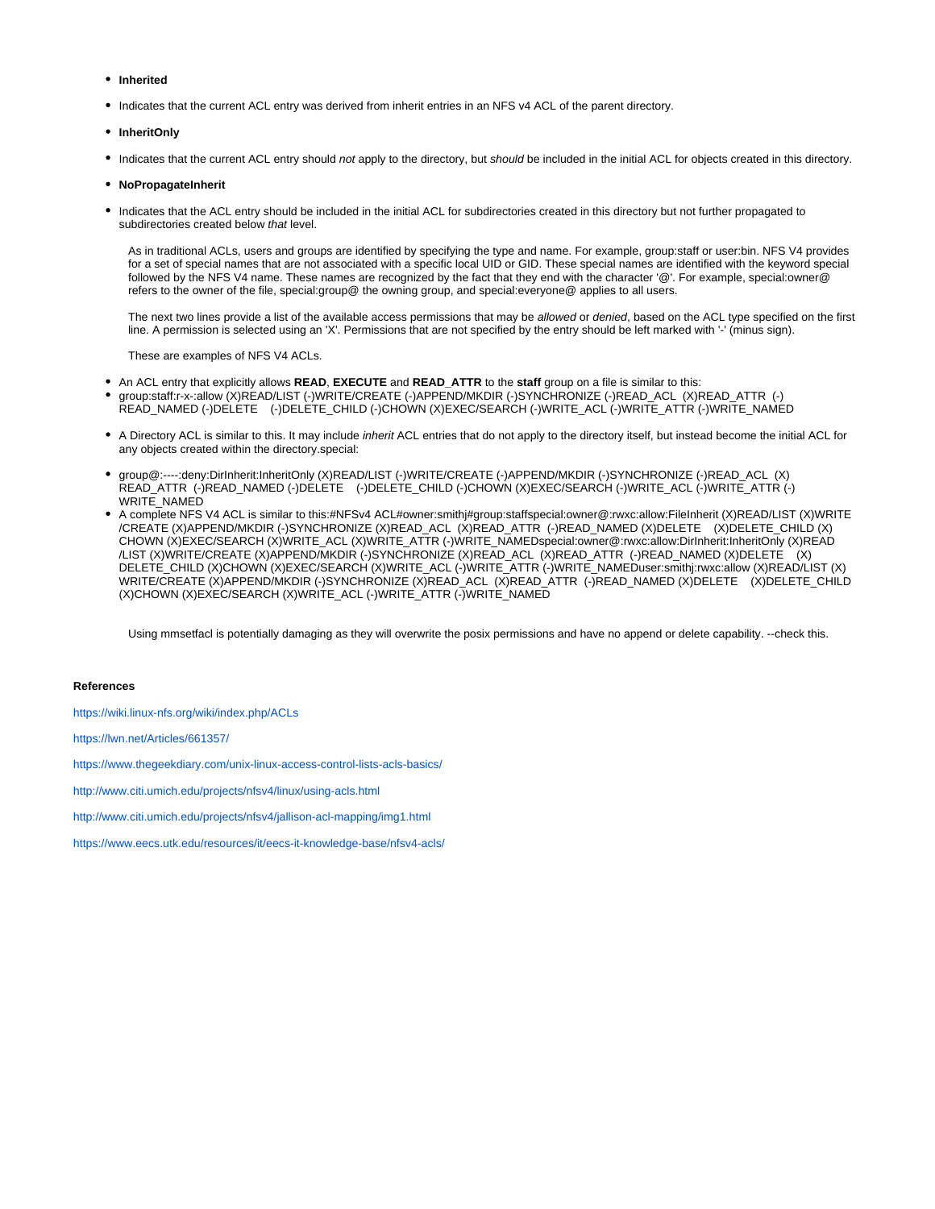- **Inherited**
- Indicates that the current ACL entry was derived from inherit entries in an NFS v4 ACL of the parent directory.
- **InheritOnly**
- Indicates that the current ACL entry should *not* apply to the directory, but *should* be included in the initial ACL for objects created in this directory.
- **NoPropagateInherit**
- Indicates that the ACL entry should be included in the initial ACL for subdirectories created in this directory but not further propagated to subdirectories created below *that* level.

  As in traditional ACLs, users and groups are identified by specifying the type and name. For example, group:staff or user:bin. NFS V4 provides for a set of special names that are not associated with a specific local UID or GID. These special names are identified with the keyword special followed by the NFS V4 name. These names are recognized by the fact that they end with the character '@'. For example, special:owner@ refers to the owner of the file, special:group@ the owning group, and special:everyone@ applies to all users.

  The next two lines provide a list of the available access permissions that may be *allowed* or *denied*, based on the ACL type specified on the first line. A permission is selected using an 'X'. Permissions that are not specified by the entry should be left marked with '-' (minus sign).

  These are examples of NFS V4 ACLs.

- An ACL entry that explicitly allows **READ**, **EXECUTE** and **READ_ATTR** to the **staff** group on a file is similar to this:
- group:staff:r-x-:allow (X)READ/LIST (-)WRITE/CREATE (-)APPEND/MKDIR (-)SYNCHRONIZE (-)READ_ACL (X)READ_ATTR (-)READ_NAMED (-)DELETE (-)DELETE_CHILD (-)CHOWN (X)EXEC/SEARCH (-)WRITE_ACL (-)WRITE_ATTR (-)WRITE_NAMED

- A Directory ACL is similar to this. It may include *inherit* ACL entries that do not apply to the directory itself, but instead become the initial ACL for any objects created within the directory.special:

- group@:----:deny:DirInherit:InheritOnly (X)READ/LIST (-)WRITE/CREATE (-)APPEND/MKDIR (-)SYNCHRONIZE (-)READ_ACL (X)READ_ATTR (-)READ_NAMED (-)DELETE (-)DELETE_CHILD (-)CHOWN (X)EXEC/SEARCH (-)WRITE_ACL (-)WRITE_ATTR (-)WRITE_NAMED
- A complete NFS V4 ACL is similar to this:#NFSv4 ACL#owner:smithj#group:staffspecial:owner@:rwxc:allow:FileInherit (X)READ/LIST (X)WRITE/CREATE (X)APPEND/MKDIR (-)SYNCHRONIZE (X)READ_ACL (X)READ_ATTR (-)READ_NAMED (X)DELETE (X)DELETE_CHILD (X)CHOWN (X)EXEC/SEARCH (X)WRITE_ACL (X)WRITE_ATTR (-)WRITE_NAMEDspecial:owner@:rwxc:allow:DirInherit:InheritOnly (X)READ/LIST (X)WRITE/CREATE (X)APPEND/MKDIR (-)SYNCHRONIZE (X)READ_ACL (X)READ_ATTR (-)READ_NAMED (X)DELETE (X)DELETE_CHILD (X)CHOWN (X)EXEC/SEARCH (X)WRITE_ACL (-)WRITE_ATTR (-)WRITE_NAMEDuser:smithj:rwxc:allow (X)READ/LIST (X)WRITE/CREATE (X)APPEND/MKDIR (-)SYNCHRONIZE (X)READ_ACL (X)READ_ATTR (-)READ_NAMED (X)DELETE (X)DELETE_CHILD (X)CHOWN (X)EXEC/SEARCH (X)WRITE_ACL (-)WRITE_ATTR (-)WRITE_NAMED

  Using mmsetfacl is potentially damaging as they will overwrite the posix permissions and have no append or delete capability. --check this.

**References**

https://wiki.linux-nfs.org/wiki/index.php/ACLs

https://lwn.net/Articles/661357/

https://www.thegeekdiary.com/unix-linux-access-control-lists-acls-basics/

http://www.citi.umich.edu/projects/nfsv4/linux/using-acls.html

http://www.citi.umich.edu/projects/nfsv4/jallison-acl-mapping/img1.html

https://www.eecs.utk.edu/resources/it/eecs-it-knowledge-base/nfsv4-acls/